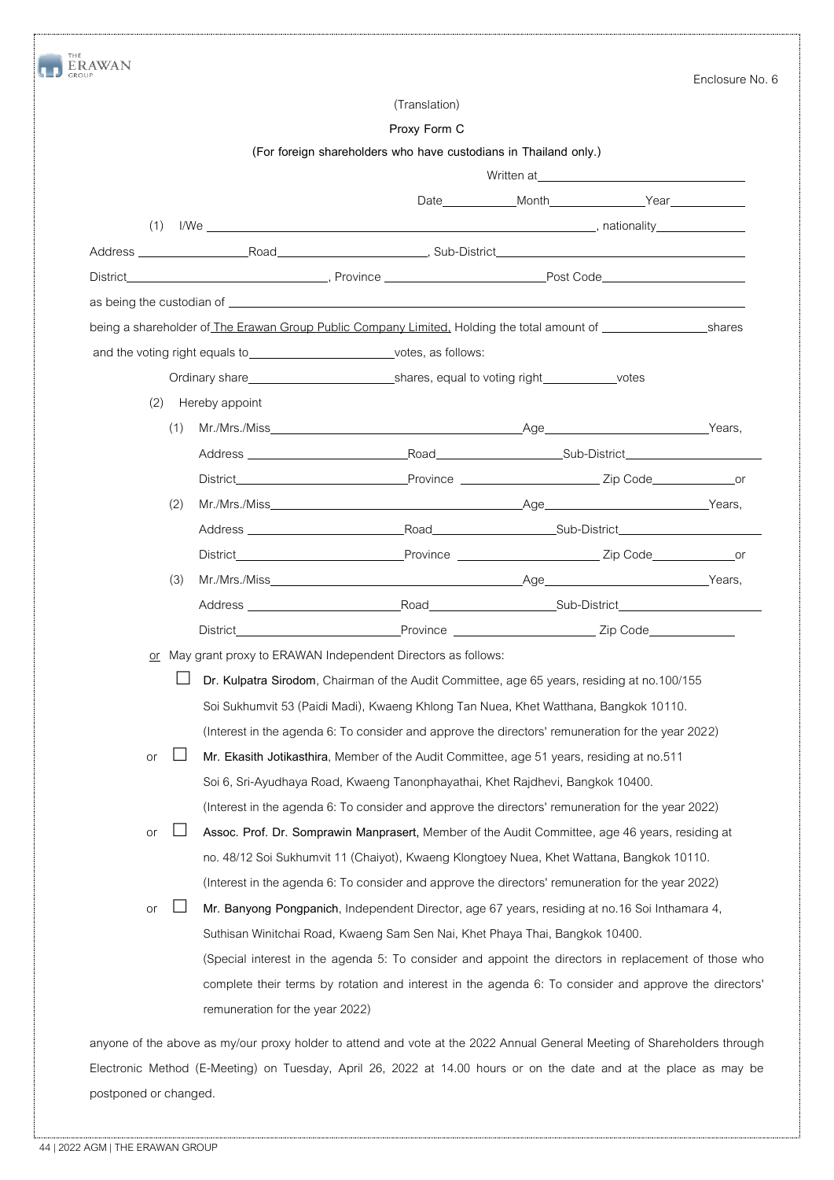Enclosure No. 6

(Translation)

**Proxy Form C**

**(For foreign shareholders who have custodians in Thailand only.)**

Written at____________________

Date__________Month______________Year__________

(1) I/We ______________________________________________, nationality____________

Address ______________Road____________________, Sub-District________________________________

District__________________________, Province ____________________Post Code__________________

as being the custodian of ____________________________________________________________________

being a shareholder of The Erawan Group Public Company Limited, Holding the total amount of ______________shares

and the voting right equals to____________________votes, as follows:

Ordinary share____________________shares, equal to voting right__________votes

(2) Hereby appoint

(1) Mr./Mrs./Miss________________________________Age______________________Years,

Address ____________________Road________________Sub-District__________________

District______________________Province __________________ Zip Code___________or

(2) Mr./Mrs./Miss________________________________Age______________________Years,

Address ____________________Road________________Sub-District__________________

District______________________Province __________________ Zip Code___________or

(3) Mr./Mrs./Miss________________________________Age______________________Years,

Address ____________________Road________________Sub-District__________________

District______________________Province __________________ Zip Code___________

or May grant proxy to ERAWAN Independent Directors as follows:

☐ **Dr. Kulpatra Sirodom**, Chairman of the Audit Committee, age 65 years, residing at no.100/155 Soi Sukhumvit 53 (Paidi Madi), Kwaeng Khlong Tan Nuea, Khet Watthana, Bangkok 10110.
(Interest in the agenda 6: To consider and approve the directors' remuneration for the year 2022)

or ☐ **Mr. Ekasith Jotikasthira**, Member of the Audit Committee, age 51 years, residing at no.511 Soi 6, Sri-Ayudhaya Road, Kwaeng Tanonphayathai, Khet Rajdhevi, Bangkok 10400.
(Interest in the agenda 6: To consider and approve the directors' remuneration for the year 2022)

or ☐ **Assoc. Prof. Dr. Somprawin Manprasert**, Member of the Audit Committee, age 46 years, residing at no. 48/12 Soi Sukhumvit 11 (Chaiyot), Kwaeng Klongtoey Nuea, Khet Wattana, Bangkok 10110.
(Interest in the agenda 6: To consider and approve the directors' remuneration for the year 2022)

or ☐ **Mr. Banyong Pongpanich**, Independent Director, age 67 years, residing at no.16 Soi Inthamara 4, Suthisan Winitchai Road, Kwaeng Sam Sen Nai, Khet Phaya Thai, Bangkok 10400.
(Special interest in the agenda 5: To consider and appoint the directors in replacement of those who complete their terms by rotation and interest in the agenda 6: To consider and approve the directors' remuneration for the year 2022)

anyone of the above as my/our proxy holder to attend and vote at the 2022 Annual General Meeting of Shareholders through Electronic Method (E-Meeting) on Tuesday, April 26, 2022 at 14.00 hours or on the date and at the place as may be postponed or changed.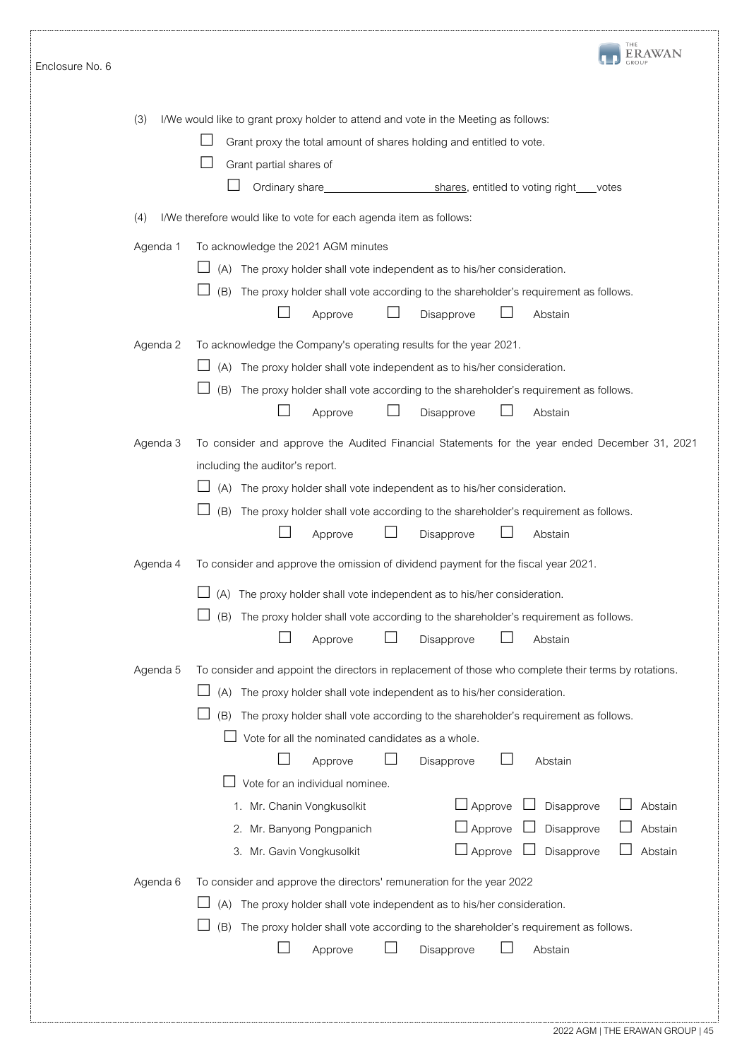Enclosure No. 6

(3) I/We would like to grant proxy holder to attend and vote in the Meeting as follows:

☐ Grant proxy the total amount of shares holding and entitled to vote.

☐ Grant partial shares of

☐ Ordinary share__________________ shares, entitled to voting right____votes

(4) I/We therefore would like to vote for each agenda item as follows:

Agenda 1 To acknowledge the 2021 AGM minutes

☐ (A) The proxy holder shall vote independent as to his/her consideration.

☐ (B) The proxy holder shall vote according to the shareholder's requirement as follows.

☐ Approve ☐ Disapprove ☐ Abstain

Agenda 2 To acknowledge the Company's operating results for the year 2021.

☐ (A) The proxy holder shall vote independent as to his/her consideration.

☐ (B) The proxy holder shall vote according to the shareholder's requirement as follows.

☐ Approve ☐ Disapprove ☐ Abstain

Agenda 3 To consider and approve the Audited Financial Statements for the year ended December 31, 2021 including the auditor's report.

☐ (A) The proxy holder shall vote independent as to his/her consideration.

☐ (B) The proxy holder shall vote according to the shareholder's requirement as follows.

☐ Approve ☐ Disapprove ☐ Abstain

Agenda 4 To consider and approve the omission of dividend payment for the fiscal year 2021.

☐ (A) The proxy holder shall vote independent as to his/her consideration.

☐ (B) The proxy holder shall vote according to the shareholder's requirement as follows.

☐ Approve ☐ Disapprove ☐ Abstain

Agenda 5 To consider and appoint the directors in replacement of those who complete their terms by rotations.

☐ (A) The proxy holder shall vote independent as to his/her consideration.

☐ (B) The proxy holder shall vote according to the shareholder's requirement as follows.

☐ Vote for all the nominated candidates as a whole.

☐ Approve ☐ Disapprove ☐ Abstain

☐ Vote for an individual nominee.

1. Mr. Chanin Vongkusolkit ☐ Approve ☐ Disapprove ☐ Abstain
2. Mr. Banyong Pongpanich ☐ Approve ☐ Disapprove ☐ Abstain
3. Mr. Gavin Vongkusolkit ☐ Approve ☐ Disapprove ☐ Abstain

Agenda 6 To consider and approve the directors' remuneration for the year 2022

☐ (A) The proxy holder shall vote independent as to his/her consideration.

☐ (B) The proxy holder shall vote according to the shareholder's requirement as follows.

☐ Approve ☐ Disapprove ☐ Abstain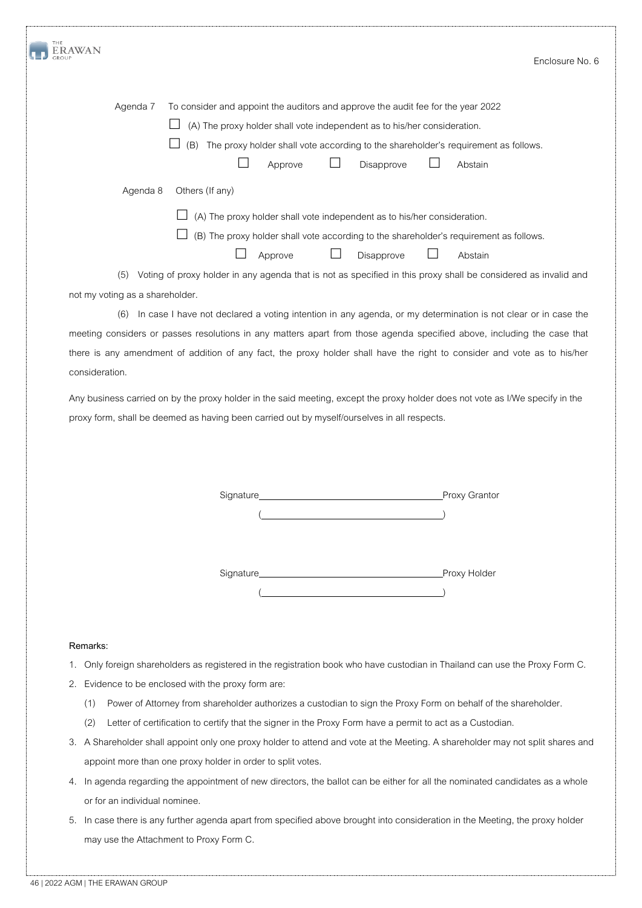Enclosure No. 6

Agenda 7 To consider and appoint the auditors and approve the audit fee for the year 2022

☐ (A) The proxy holder shall vote independent as to his/her consideration.

☐ (B) The proxy holder shall vote according to the shareholder's requirement as follows.

☐ Approve ☐ Disapprove ☐ Abstain

Agenda 8 Others (If any)

☐ (A) The proxy holder shall vote independent as to his/her consideration.

☐ (B) The proxy holder shall vote according to the shareholder's requirement as follows.

☐ Approve ☐ Disapprove ☐ Abstain

(5) Voting of proxy holder in any agenda that is not as specified in this proxy shall be considered as invalid and not my voting as a shareholder.

(6) In case I have not declared a voting intention in any agenda, or my determination is not clear or in case the meeting considers or passes resolutions in any matters apart from those agenda specified above, including the case that there is any amendment of addition of any fact, the proxy holder shall have the right to consider and vote as to his/her consideration.

Any business carried on by the proxy holder in the said meeting, except the proxy holder does not vote as I/We specify in the proxy form, shall be deemed as having been carried out by myself/ourselves in all respects.

Signature\_\_\_\_\_\_\_\_\_\_\_\_\_\_\_\_\_\_\_\_\_\_\_\_\_\_\_\_\_\_Proxy Grantor

(\_\_\_\_\_\_\_\_\_\_\_\_\_\_\_\_\_\_\_\_\_\_\_\_\_\_\_\_\_\_)

Signature\_\_\_\_\_\_\_\_\_\_\_\_\_\_\_\_\_\_\_\_\_\_\_\_\_\_\_\_\_\_Proxy Holder

(\_\_\_\_\_\_\_\_\_\_\_\_\_\_\_\_\_\_\_\_\_\_\_\_\_\_\_\_\_\_)

**Remarks:**

1. Only foreign shareholders as registered in the registration book who have custodian in Thailand can use the Proxy Form C.
2. Evidence to be enclosed with the proxy form are:
   (1) Power of Attorney from shareholder authorizes a custodian to sign the Proxy Form on behalf of the shareholder.
   (2) Letter of certification to certify that the signer in the Proxy Form have a permit to act as a Custodian.
3. A Shareholder shall appoint only one proxy holder to attend and vote at the Meeting. A shareholder may not split shares and appoint more than one proxy holder in order to split votes.
4. In agenda regarding the appointment of new directors, the ballot can be either for all the nominated candidates as a whole or for an individual nominee.
5. In case there is any further agenda apart from specified above brought into consideration in the Meeting, the proxy holder may use the Attachment to Proxy Form C.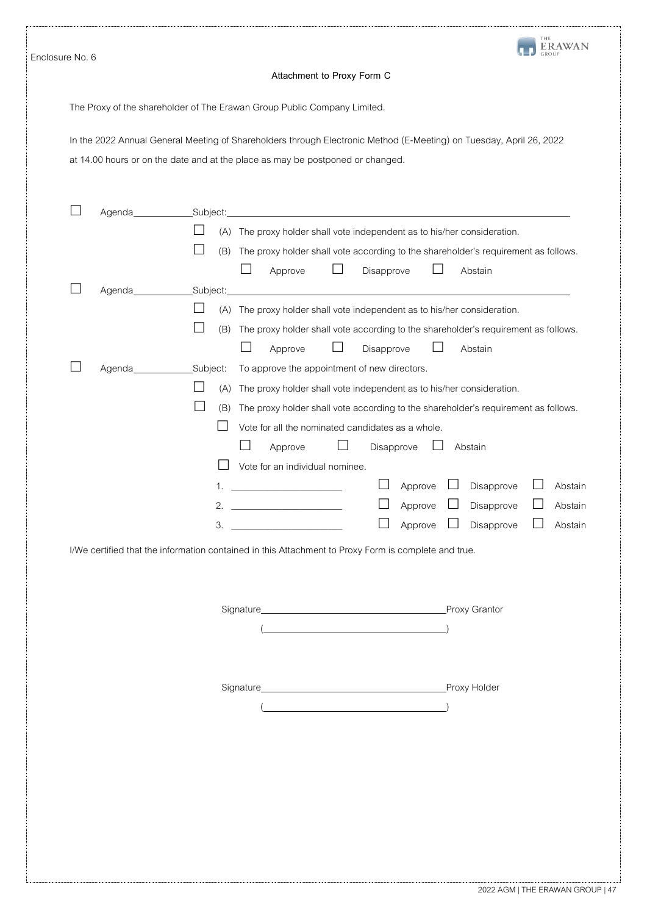Enclosure No. 6

### Attachment to Proxy Form C

The Proxy of the shareholder of The Erawan Group Public Company Limited.

In the 2022 Annual General Meeting of Shareholders through Electronic Method (E-Meeting) on Tuesday, April 26, 2022 at 14.00 hours or on the date and at the place as may be postponed or changed.

☐ Agenda\_\_\_\_\_\_\_\_\_\_ Subject:\_\_\_\_\_\_\_\_\_\_\_\_\_\_\_\_\_\_\_\_\_\_\_\_\_\_\_\_\_\_

- ☐ (A) The proxy holder shall vote independent as to his/her consideration.
- ☐ (B) The proxy holder shall vote according to the shareholder's requirement as follows.
  - ☐ Approve ☐ Disapprove ☐ Abstain

☐ Agenda\_\_\_\_\_\_\_\_\_\_ Subject:\_\_\_\_\_\_\_\_\_\_\_\_\_\_\_\_\_\_\_\_\_\_\_\_\_\_\_\_\_\_

- ☐ (A) The proxy holder shall vote independent as to his/her consideration.
- ☐ (B) The proxy holder shall vote according to the shareholder's requirement as follows.
  - ☐ Approve ☐ Disapprove ☐ Abstain

☐ Agenda\_\_\_\_\_\_\_\_\_\_ Subject: To approve the appointment of new directors.

- ☐ (A) The proxy holder shall vote independent as to his/her consideration.
- ☐ (B) The proxy holder shall vote according to the shareholder's requirement as follows.
  - ☐ Vote for all the nominated candidates as a whole.
    - ☐ Approve ☐ Disapprove ☐ Abstain
  - ☐ Vote for an individual nominee.
    1. \_\_\_\_\_\_\_\_\_\_\_\_\_\_\_\_\_\_\_\_ ☐ Approve ☐ Disapprove ☐ Abstain
    2. \_\_\_\_\_\_\_\_\_\_\_\_\_\_\_\_\_\_\_\_ ☐ Approve ☐ Disapprove ☐ Abstain
    3. \_\_\_\_\_\_\_\_\_\_\_\_\_\_\_\_\_\_\_\_ ☐ Approve ☐ Disapprove ☐ Abstain

I/We certified that the information contained in this Attachment to Proxy Form is complete and true.

Signature\_\_\_\_\_\_\_\_\_\_\_\_\_\_\_\_\_\_\_\_\_\_\_\_\_\_\_\_\_\_Proxy Grantor

(\_\_\_\_\_\_\_\_\_\_\_\_\_\_\_\_\_\_\_\_\_\_\_\_\_\_\_\_\_\_)

Signature\_\_\_\_\_\_\_\_\_\_\_\_\_\_\_\_\_\_\_\_\_\_\_\_\_\_\_\_\_\_Proxy Holder

(\_\_\_\_\_\_\_\_\_\_\_\_\_\_\_\_\_\_\_\_\_\_\_\_\_\_\_\_\_\_)